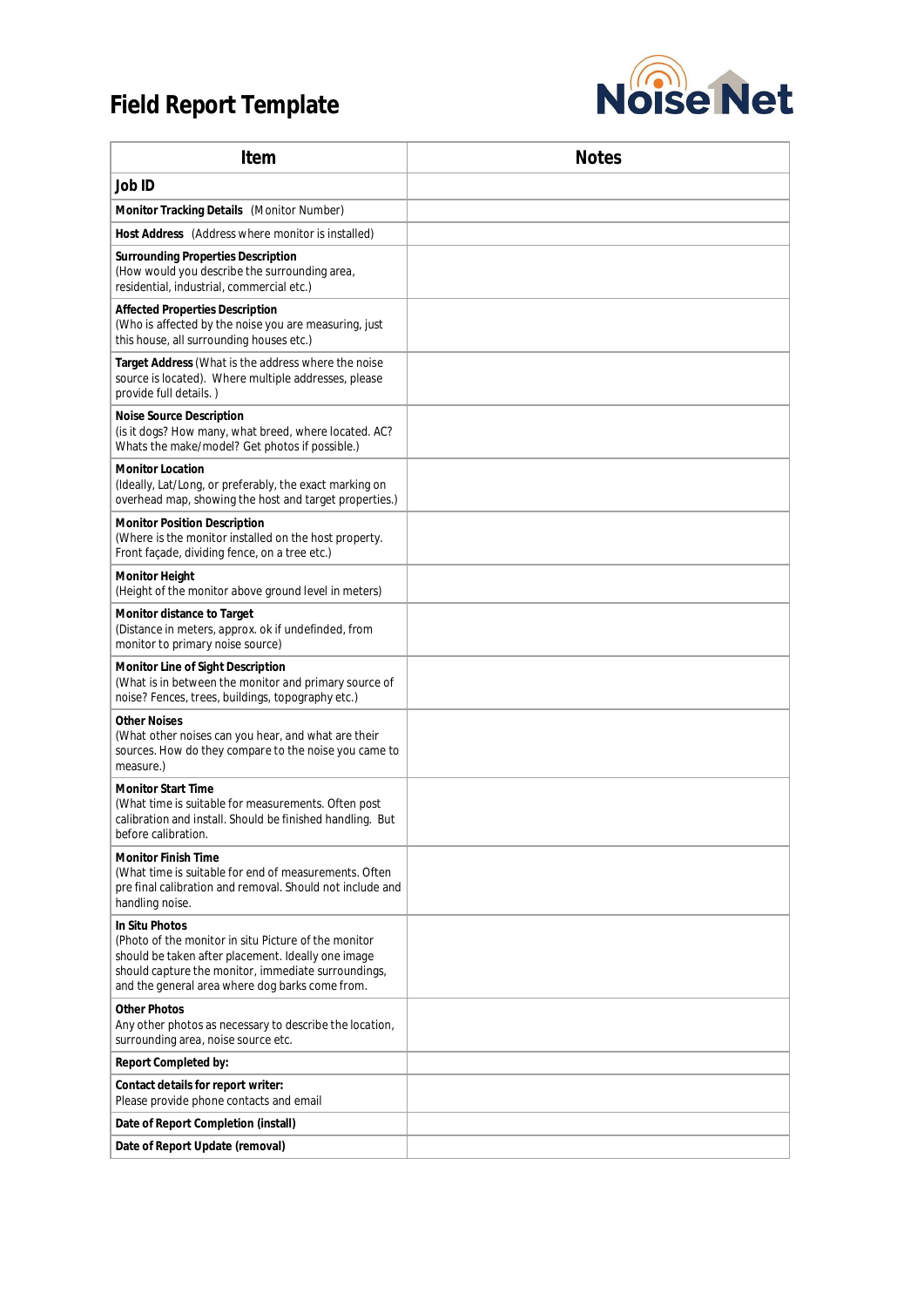# Field Report Template

NoiseNet

| Item | Notes |
|---|---|
| **Job ID** | |
| **Monitor Tracking Details** (Monitor Number) | |
| **Host Address** (Address where monitor is installed) | |
| **Surrounding Properties Description** (How would you describe the surrounding area, residential, industrial, commercial etc.) | |
| **Affected Properties Description** (Who is affected by the noise you are measuring, just this house, all surrounding houses etc.) | |
| **Target Address** (What is the address where the noise source is located). Where multiple addresses, please provide full details. ) | |
| **Noise Source Description** (is it dogs? How many, what breed, where located. AC? Whats the make/model? Get photos if possible.) | |
| **Monitor Location** (Ideally, Lat/Long, or preferably, the exact marking on overhead map, showing the host and target properties.) | |
| **Monitor Position Description** (Where is the monitor installed on the host property. Front façade, dividing fence, on a tree etc.) | |
| **Monitor Height** (Height of the monitor above ground level in meters) | |
| **Monitor distance to Target** (Distance in meters, approx. ok if undefinded, from monitor to primary noise source) | |
| **Monitor Line of Sight Description** (What is in between the monitor and primary source of noise? Fences, trees, buildings, topography etc.) | |
| **Other Noises** (What other noises can you hear, and what are their sources. How do they compare to the noise you came to measure.) | |
| **Monitor Start Time** (What time is suitable for measurements. Often post calibration and install. Should be finished handling. But before calibration. | |
| **Monitor Finish Time** (What time is suitable for end of measurements. Often pre final calibration and removal. Should not include and handling noise. | |
| **In Situ Photos** (Photo of the monitor in situ Picture of the monitor should be taken after placement. Ideally one image should capture the monitor, immediate surroundings, and the general area where dog barks come from. | |
| **Other Photos** Any other photos as necessary to describe the location, surrounding area, noise source etc. | |
| **Report Completed by:** | |
| **Contact details for report writer:** Please provide phone contacts and email | |
| **Date of Report Completion (install)** | |
| **Date of Report Update (removal)** | |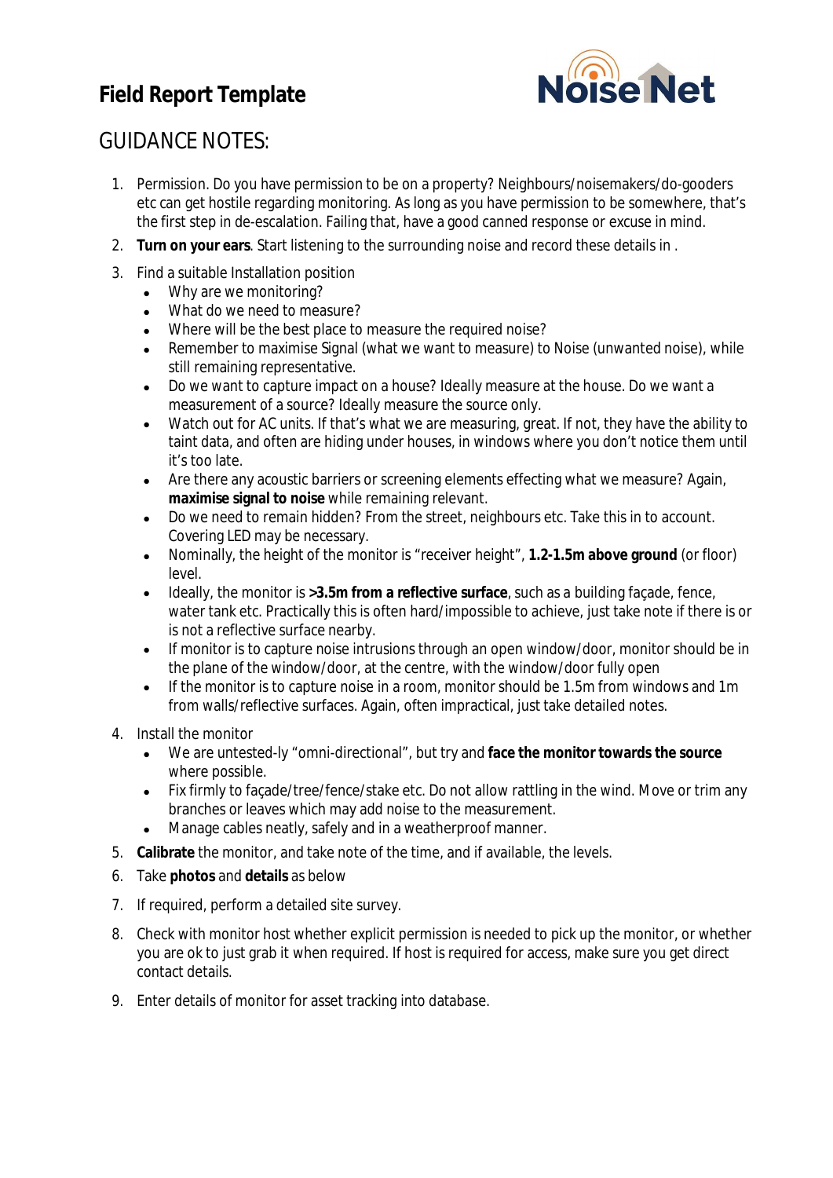# Field Report Template

## GUIDANCE NOTES:

1. Permission. Do you have permission to be on a property? Neighbours/noisemakers/do-gooders etc can get hostile regarding monitoring. As long as you have permission to be somewhere, that's the first step in de-escalation. Failing that, have a good canned response or excuse in mind.
2. **Turn on your ears**. Start listening to the surrounding noise and record these details in .
3. Find a suitable Installation position
   - Why are we monitoring?
   - What do we need to measure?
   - Where will be the best place to measure the required noise?
   - Remember to maximise Signal (what we want to measure) to Noise (unwanted noise), while still remaining representative.
   - Do we want to capture impact on a house? Ideally measure at the house. Do we want a measurement of a source? Ideally measure the source only.
   - Watch out for AC units. If that's what we are measuring, great. If not, they have the ability to taint data, and often are hiding under houses, in windows where you don't notice them until it's too late.
   - Are there any acoustic barriers or screening elements effecting what we measure? Again, **maximise signal to noise** while remaining relevant.
   - Do we need to remain hidden? From the street, neighbours etc. Take this in to account. Covering LED may be necessary.
   - Nominally, the height of the monitor is "receiver height", **1.2-1.5m above ground** (or floor) level.
   - Ideally, the monitor is **>3.5m from a reflective surface**, such as a building façade, fence, water tank etc. Practically this is often hard/impossible to achieve, just take note if there is or is not a reflective surface nearby.
   - If monitor is to capture noise intrusions through an open window/door, monitor should be in the plane of the window/door, at the centre, with the window/door fully open
   - If the monitor is to capture noise in a room, monitor should be 1.5m from windows and 1m from walls/reflective surfaces. Again, often impractical, just take detailed notes.
4. Install the monitor
   - We are untested-ly "omni-directional", but try and **face the monitor towards the source** where possible.
   - Fix firmly to façade/tree/fence/stake etc. Do not allow rattling in the wind. Move or trim any branches or leaves which may add noise to the measurement.
   - Manage cables neatly, safely and in a weatherproof manner.
5. **Calibrate** the monitor, and take note of the time, and if available, the levels.
6. Take **photos** and **details** as below
7. If required, perform a detailed site survey.
8. Check with monitor host whether explicit permission is needed to pick up the monitor, or whether you are ok to just grab it when required. If host is required for access, make sure you get direct contact details.
9. Enter details of monitor for asset tracking into database.